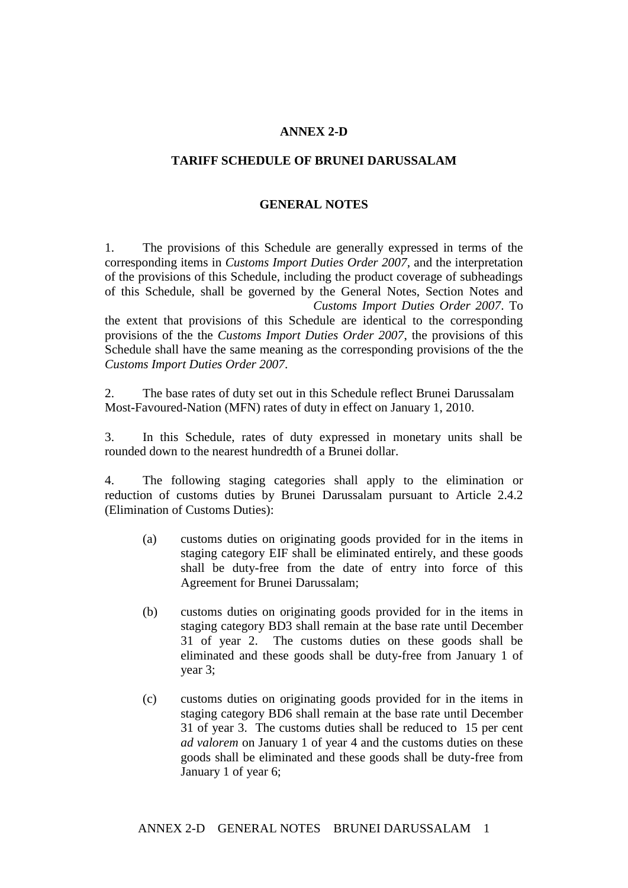# ANNEX 2-D

## TARIFF SCHEDULE OF BRUNEI DARUSSALAM

### GENERAL NOTES

1. The provisions of this Schedule are generally expressed in terms of the corresponding items in *Customs Import Duties Order 2007*, and the interpretation of the provisions of this Schedule, including the product coverage of subheadings of this Schedule, shall be governed by the General Notes, Section Notes and *Customs Import Duties Order 2007*. To the extent that provisions of this Schedule are identical to the corresponding provisions of the the *Customs Import Duties Order 2007*, the provisions of this Schedule shall have the same meaning as the corresponding provisions of the the *Customs Import Duties Order 2007*.

2. The base rates of duty set out in this Schedule reflect Brunei Darussalam Most-Favoured-Nation (MFN) rates of duty in effect on January 1, 2010.

3. In this Schedule, rates of duty expressed in monetary units shall be rounded down to the nearest hundredth of a Brunei dollar.

4. The following staging categories shall apply to the elimination or reduction of customs duties by Brunei Darussalam pursuant to Article 2.4.2 (Elimination of Customs Duties):

   (a) customs duties on originating goods provided for in the items in staging category EIF shall be eliminated entirely, and these goods shall be duty-free from the date of entry into force of this Agreement for Brunei Darussalam;

   (b) customs duties on originating goods provided for in the items in staging category BD3 shall remain at the base rate until December 31 of year 2. The customs duties on these goods shall be eliminated and these goods shall be duty-free from January 1 of year 3;

   (c) customs duties on originating goods provided for in the items in staging category BD6 shall remain at the base rate until December 31 of year 3. The customs duties shall be reduced to 15 per cent *ad valorem* on January 1 of year 4 and the customs duties on these goods shall be eliminated and these goods shall be duty-free from January 1 of year 6;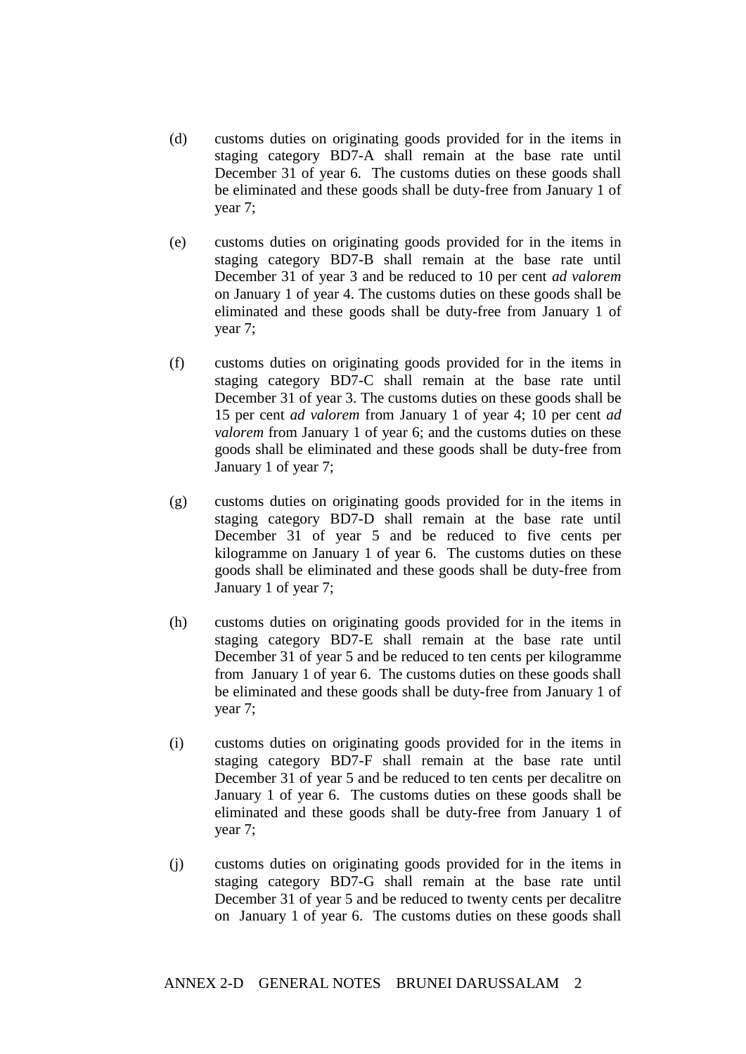(d) customs duties on originating goods provided for in the items in staging category BD7-A shall remain at the base rate until December 31 of year 6. The customs duties on these goods shall be eliminated and these goods shall be duty-free from January 1 of year 7;

(e) customs duties on originating goods provided for in the items in staging category BD7-B shall remain at the base rate until December 31 of year 3 and be reduced to 10 per cent *ad valorem* on January 1 of year 4. The customs duties on these goods shall be eliminated and these goods shall be duty-free from January 1 of year 7;

(f) customs duties on originating goods provided for in the items in staging category BD7-C shall remain at the base rate until December 31 of year 3. The customs duties on these goods shall be 15 per cent *ad valorem* from January 1 of year 4; 10 per cent *ad valorem* from January 1 of year 6; and the customs duties on these goods shall be eliminated and these goods shall be duty-free from January 1 of year 7;

(g) customs duties on originating goods provided for in the items in staging category BD7-D shall remain at the base rate until December 31 of year 5 and be reduced to five cents per kilogramme on January 1 of year 6. The customs duties on these goods shall be eliminated and these goods shall be duty-free from January 1 of year 7;

(h) customs duties on originating goods provided for in the items in staging category BD7-E shall remain at the base rate until December 31 of year 5 and be reduced to ten cents per kilogramme from January 1 of year 6. The customs duties on these goods shall be eliminated and these goods shall be duty-free from January 1 of year 7;

(i) customs duties on originating goods provided for in the items in staging category BD7-F shall remain at the base rate until December 31 of year 5 and be reduced to ten cents per decalitre on January 1 of year 6. The customs duties on these goods shall be eliminated and these goods shall be duty-free from January 1 of year 7;

(j) customs duties on originating goods provided for in the items in staging category BD7-G shall remain at the base rate until December 31 of year 5 and be reduced to twenty cents per decalitre on January 1 of year 6. The customs duties on these goods shall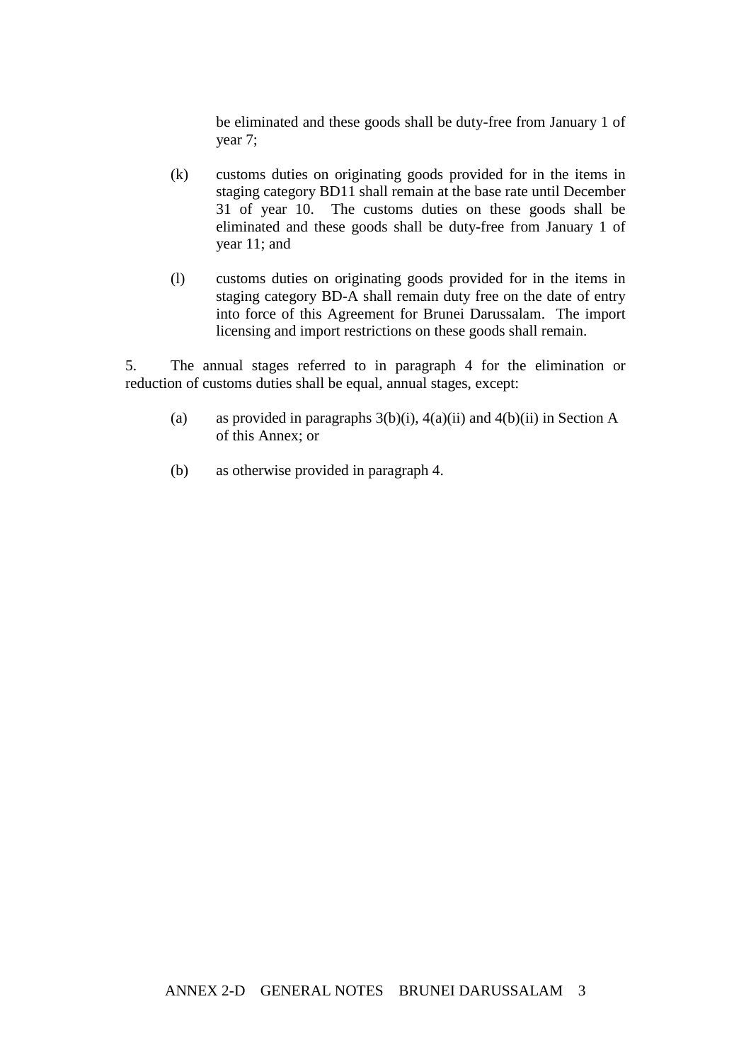be eliminated and these goods shall be duty-free from January 1 of year 7;

(k) customs duties on originating goods provided for in the items in staging category BD11 shall remain at the base rate until December 31 of year 10. The customs duties on these goods shall be eliminated and these goods shall be duty-free from January 1 of year 11; and

(l) customs duties on originating goods provided for in the items in staging category BD-A shall remain duty free on the date of entry into force of this Agreement for Brunei Darussalam. The import licensing and import restrictions on these goods shall remain.

5. The annual stages referred to in paragraph 4 for the elimination or reduction of customs duties shall be equal, annual stages, except:

(a) as provided in paragraphs 3(b)(i), 4(a)(ii) and 4(b)(ii) in Section A of this Annex; or

(b) as otherwise provided in paragraph 4.